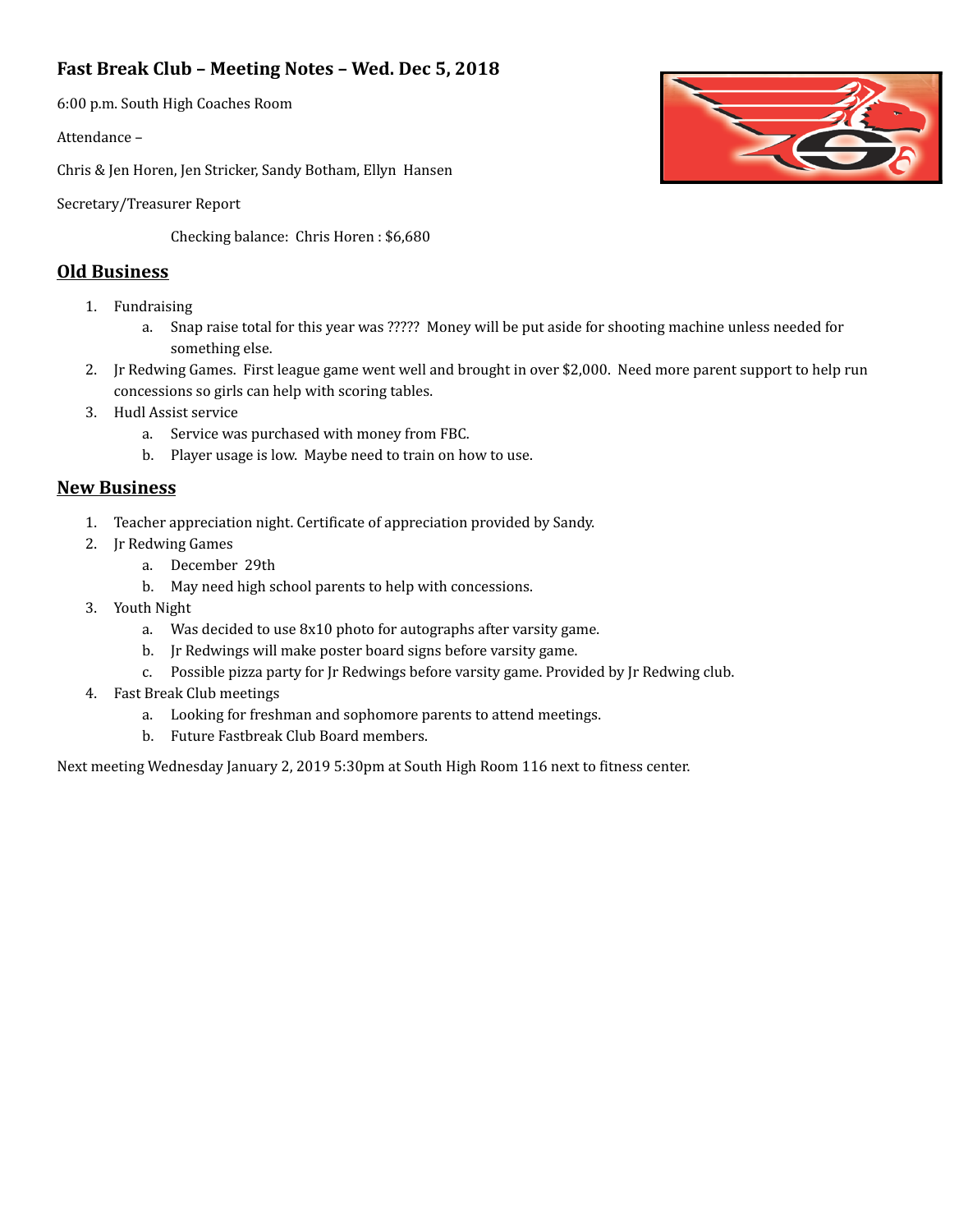### **Fast Break Club – Meeting Notes – Wed. Dec 5, 2018**

6:00 p.m. South High Coaches Room

Attendance –

Chris & Jen Horen, Jen Stricker, Sandy Botham, Ellyn Hansen

Secretary/Treasurer Report

Checking balance: Chris Horen : $6,680

## **Old Business**

1. Fundraising
   a. Snap raise total for this year was ????? Money will be put aside for shooting machine unless needed for something else.
2. Jr Redwing Games. First league game went well and brought in over $2,000. Need more parent support to help run concessions so girls can help with scoring tables.
3. Hudl Assist service
   a. Service was purchased with money from FBC.
   b. Player usage is low. Maybe need to train on how to use.

## **New Business**

1. Teacher appreciation night. Certificate of appreciation provided by Sandy.
2. Jr Redwing Games
   a. December 29th
   b. May need high school parents to help with concessions.
3. Youth Night
   a. Was decided to use 8x10 photo for autographs after varsity game.
   b. Jr Redwings will make poster board signs before varsity game.
   c. Possible pizza party for Jr Redwings before varsity game. Provided by Jr Redwing club.
4. Fast Break Club meetings
   a. Looking for freshman and sophomore parents to attend meetings.
   b. Future Fastbreak Club Board members.

Next meeting Wednesday January 2, 2019 5:30pm at South High Room 116 next to fitness center.